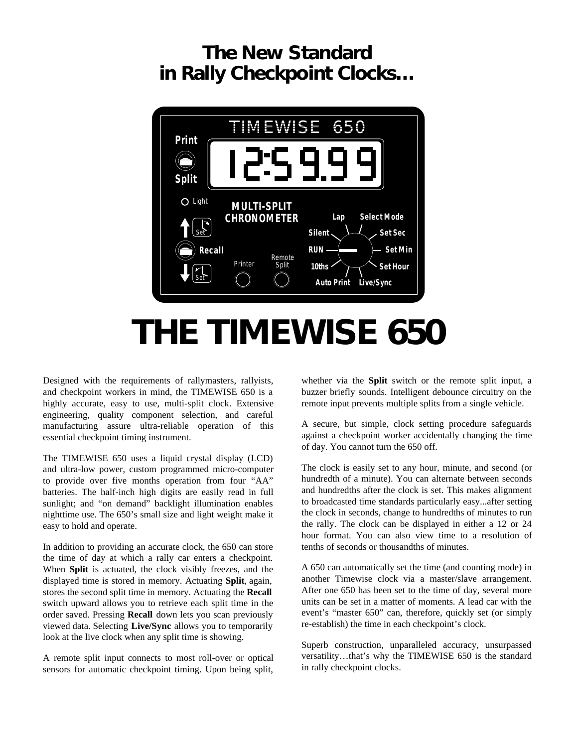# The New Standard in Rally Checkpoint Clocks…

# THE TIMEWISE 650

Designed with the requirements of rallymasters, rallyists, and checkpoint workers in mind, the TIMEWISE 650 is a highly accurate, easy to use, multi-split clock. Extensive engineering, quality component selection, and careful manufacturing assure ultra-reliable operation of this essential checkpoint timing instrument.

The TIMEWISE 650 uses a liquid crystal display (LCD) and ultra-low power, custom programmed micro-computer to provide over five months operation from four "AA" batteries. The half-inch high digits are easily read in full sunlight; and "on demand" backlight illumination enables nighttime use. The 650's small size and light weight make it easy to hold and operate.

In addition to providing an accurate clock, the 650 can store the time of day at which a rally car enters a checkpoint. When **Split** is actuated, the clock visibly freezes, and the displayed time is stored in memory. Actuating **Split**, again, stores the second split time in memory. Actuating the **Recall** switch upward allows you to retrieve each split time in the order saved. Pressing **Recall** down lets you scan previously viewed data. Selecting **Live/Sync** allows you to temporarily look at the live clock when any split time is showing.

A remote split input connects to most roll-over or optical sensors for automatic checkpoint timing. Upon being split, whether via the **Split** switch or the remote split input, a buzzer briefly sounds. Intelligent debounce circuitry on the remote input prevents multiple splits from a single vehicle.

A secure, but simple, clock setting procedure safeguards against a checkpoint worker accidentally changing the time of day. You cannot turn the 650 off.

The clock is easily set to any hour, minute, and second (or hundredth of a minute). You can alternate between seconds and hundredths after the clock is set. This makes alignment to broadcasted time standards particularly easy...after setting the clock in seconds, change to hundredths of minutes to run the rally. The clock can be displayed in either a 12 or 24 hour format. You can also view time to a resolution of tenths of seconds or thousandths of minutes.

A 650 can automatically set the time (and counting mode) in another Timewise clock via a master/slave arrangement. After one 650 has been set to the time of day, several more units can be set in a matter of moments. A lead car with the event's "master 650" can, therefore, quickly set (or simply re-establish) the time in each checkpoint's clock.

Superb construction, unparalleled accuracy, unsurpassed versatility…that's why the TIMEWISE 650 is the standard in rally checkpoint clocks.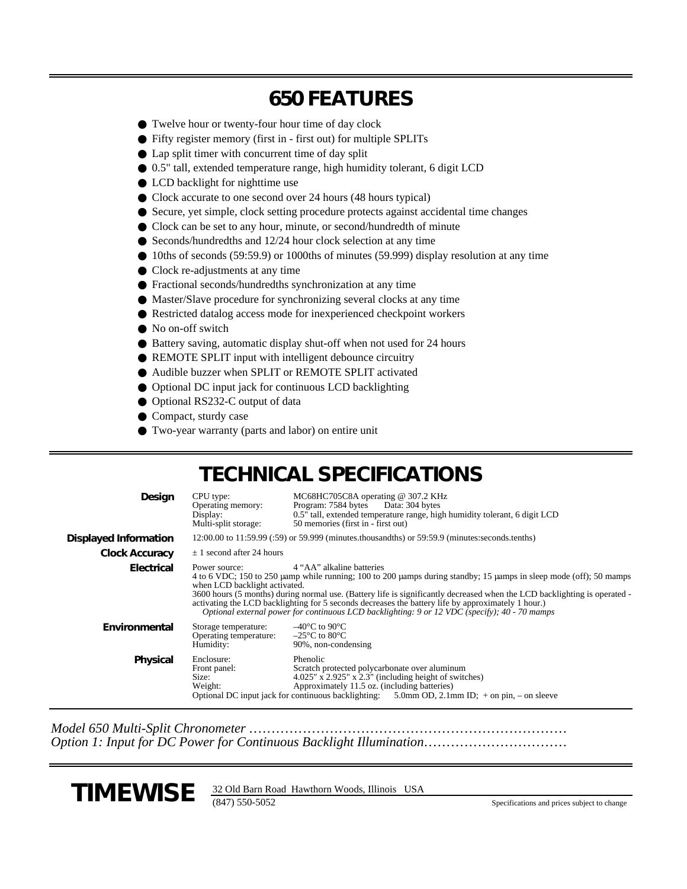## 650 FEATURES

- Twelve hour or twenty-four hour time of day clock
- Fifty register memory (first in - first out) for multiple SPLITs
- Lap split timer with concurrent time of day split
- 0.5" tall, extended temperature range, high humidity tolerant, 6 digit LCD
- LCD backlight for nighttime use
- Clock accurate to one second over 24 hours (48 hours typical)
- Secure, yet simple, clock setting procedure protects against accidental time changes
- Clock can be set to any hour, minute, or second/hundredth of minute
- Seconds/hundredths and 12/24 hour clock selection at any time
- 10ths of seconds (59:59.9) or 1000ths of minutes (59.999) display resolution at any time
- Clock re-adjustments at any time
- Fractional seconds/hundredths synchronization at any time
- Master/Slave procedure for synchronizing several clocks at any time
- Restricted datalog access mode for inexperienced checkpoint workers
- No on-off switch
- Battery saving, automatic display shut-off when not used for 24 hours
- REMOTE SPLIT input with intelligent debounce circuitry
- Audible buzzer when SPLIT or REMOTE SPLIT activated
- Optional DC input jack for continuous LCD backlighting
- Optional RS232-C output of data
- Compact, sturdy case
- Two-year warranty (parts and labor) on entire unit

## TECHNICAL SPECIFICATIONS

**Design**

CPU type: MC68HC705C8A operating @ 307.2 KHz
Operating memory: Program: 7584 bytes Data: 304 bytes
Display: 0.5" tall, extended temperature range, high humidity tolerant, 6 digit LCD
Multi-split storage: 50 memories (first in - first out)

**Displayed Information**

12:00.00 to 11:59.99 (:59) or 59.999 (minutes.thousandths) or 59:59.9 (minutes:seconds.tenths)

**Clock Accuracy**

± 1 second after 24 hours

**Electrical**

Power source: 4 "AA" alkaline batteries
4 to 6 VDC; 150 to 250 μamp while running; 100 to 200 μamps during standby; 15 μamps in sleep mode (off); 50 mamps when LCD backlight activated.
3600 hours (5 months) during normal use. (Battery life is significantly decreased when the LCD backlighting is operated - activating the LCD backlighting for 5 seconds decreases the battery life by approximately 1 hour.)
*Optional external power for continuous LCD backlighting: 9 or 12 VDC (specify); 40 - 70 mamps*

**Environmental**

Storage temperature: –40°C to 90°C
Operating temperature: –25°C to 80°C
Humidity: 90%, non-condensing

**Physical**

Enclosure: Phenolic
Front panel: Scratch protected polycarbonate over aluminum
Size: 4.025" x 2.925" x 2.3" (including height of switches)
Weight: Approximately 11.5 oz. (including batteries)
Optional DC input jack for continuous backlighting: 5.0mm OD, 2.1mm ID; + on pin, – on sleeve

*Model 650 Multi-Split Chronometer ……………………………………………………………*
*Option 1: Input for DC Power for Continuous Backlight Illumination……………………………*

**TIMEWISE** 32 Old Barn Road Hawthorn Woods, Illinois USA
(847) 550-5052

Specifications and prices subject to change